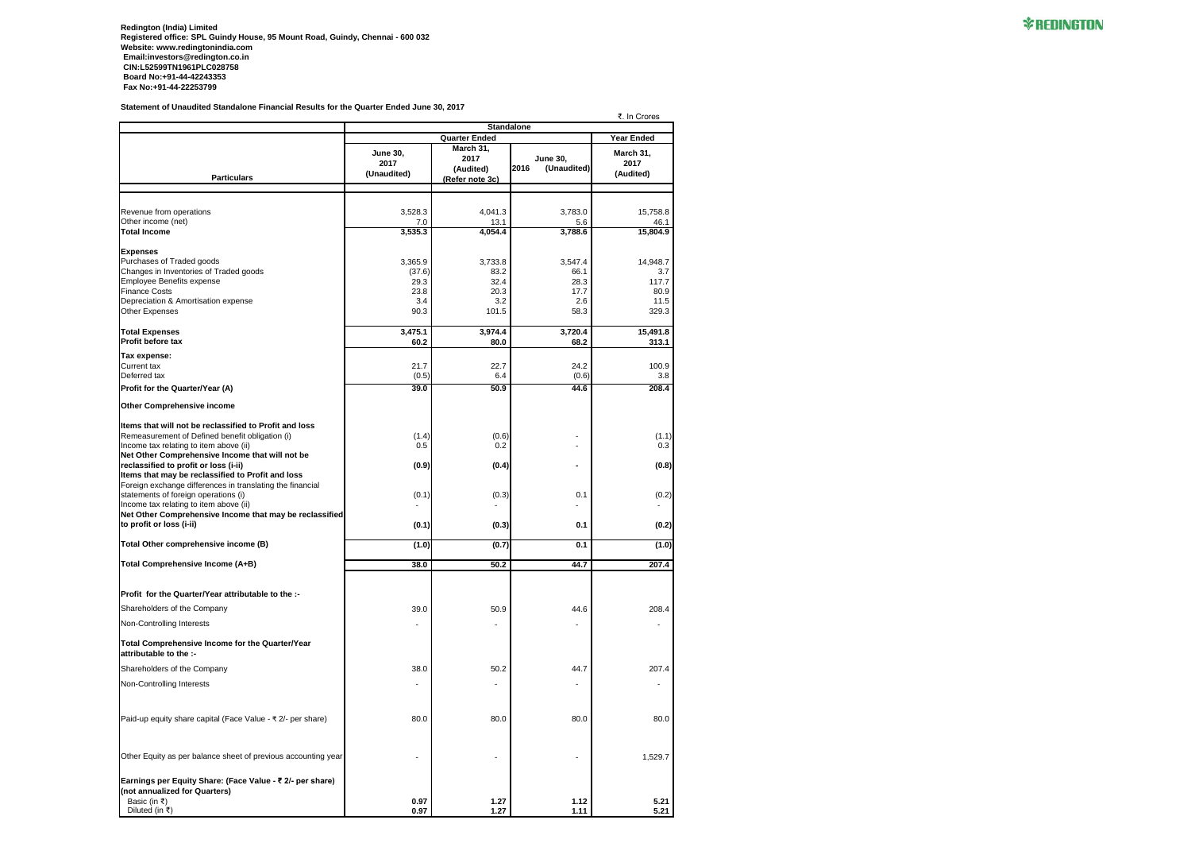**Redington (India) Limited**
**Registered office: SPL Guindy House, 95 Mount Road, Guindy, Chennai - 600 032**
**Website: www.redingtonindia.com**
**Email:investors@redington.co.in**
**CIN:L52599TN1961PLC028758**
**Board No:+91-44-42243353**
**Fax No:+91-44-22253799**

REDINGTON

**Statement of Unaudited Standalone Financial Results for the Quarter Ended June 30, 2017**

₹. In Crores

| | Standalone | | | |
|---|---|---|---|---|
| | Quarter Ended | | | Year Ended |
| **Particulars** | June 30, 2017 (Unaudited) | March 31, 2017 (Audited) (Refer note 3c) | June 30, 2016 (Unaudited) | March 31, 2017 (Audited) |
| Revenue from operations | 3,528.3 | 4,041.3 | 3,783.0 | 15,758.8 |
| Other income (net) | 7.0 | 13.1 | 5.6 | 46.1 |
| **Total Income** | **3,535.3** | **4,054.4** | **3,788.6** | **15,804.9** |
| **Expenses** | | | | |
| Purchases of Traded goods | 3,365.9 | 3,733.8 | 3,547.4 | 14,948.7 |
| Changes in Inventories of Traded goods | (37.6) | 83.2 | 66.1 | 3.7 |
| Employee Benefits expense | 29.3 | 32.4 | 28.3 | 117.7 |
| Finance Costs | 23.8 | 20.3 | 17.7 | 80.9 |
| Depreciation & Amortisation expense | 3.4 | 3.2 | 2.6 | 11.5 |
| Other Expenses | 90.3 | 101.5 | 58.3 | 329.3 |
| **Total Expenses** | **3,475.1** | **3,974.4** | **3,720.4** | **15,491.8** |
| **Profit before tax** | **60.2** | **80.0** | **68.2** | **313.1** |
| **Tax expense:** | | | | |
| Current tax | 21.7 | 22.7 | 24.2 | 100.9 |
| Deferred tax | (0.5) | 6.4 | (0.6) | 3.8 |
| **Profit for the Quarter/Year (A)** | **39.0** | **50.9** | **44.6** | **208.4** |
| **Other Comprehensive income** | | | | |
| **Items that will not be reclassified to Profit and loss** | | | | |
| Remeasurement of Defined benefit obligation (i) | (1.4) | (0.6) | - | (1.1) |
| Income tax relating to item above (ii) | 0.5 | 0.2 | - | 0.3 |
| **Net Other Comprehensive Income that will not be reclassified to profit or loss (i-ii)** | **(0.9)** | **(0.4)** | **-** | **(0.8)** |
| **Items that may be reclassified to Profit and loss** | | | | |
| Foreign exchange differences in translating the financial statements of foreign operations (i) | (0.1) | (0.3) | 0.1 | (0.2) |
| Income tax relating to item above (ii) | - | - | - | - |
| **Net Other Comprehensive Income that may be reclassified to profit or loss (i-ii)** | **(0.1)** | **(0.3)** | **0.1** | **(0.2)** |
| **Total Other comprehensive income (B)** | **(1.0)** | **(0.7)** | **0.1** | **(1.0)** |
| **Total Comprehensive Income (A+B)** | **38.0** | **50.2** | **44.7** | **207.4** |
| **Profit for the Quarter/Year attributable to the :-** | | | | |
| Shareholders of the Company | 39.0 | 50.9 | 44.6 | 208.4 |
| Non-Controlling Interests | - | - | - | - |
| **Total Comprehensive Income for the Quarter/Year attributable to the :-** | | | | |
| Shareholders of the Company | 38.0 | 50.2 | 44.7 | 207.4 |
| Non-Controlling Interests | - | - | - | - |
| Paid-up equity share capital (Face Value - ₹ 2/- per share) | 80.0 | 80.0 | 80.0 | 80.0 |
| Other Equity as per balance sheet of previous accounting year | - | - | - | 1,529.7 |
| **Earnings per Equity Share: (Face Value - ₹ 2/- per share) (not annualized for Quarters)** | | | | |
| Basic (in ₹) | **0.97** | **1.27** | **1.12** | **5.21** |
| Diluted (in ₹) | **0.97** | **1.27** | **1.11** | **5.21** |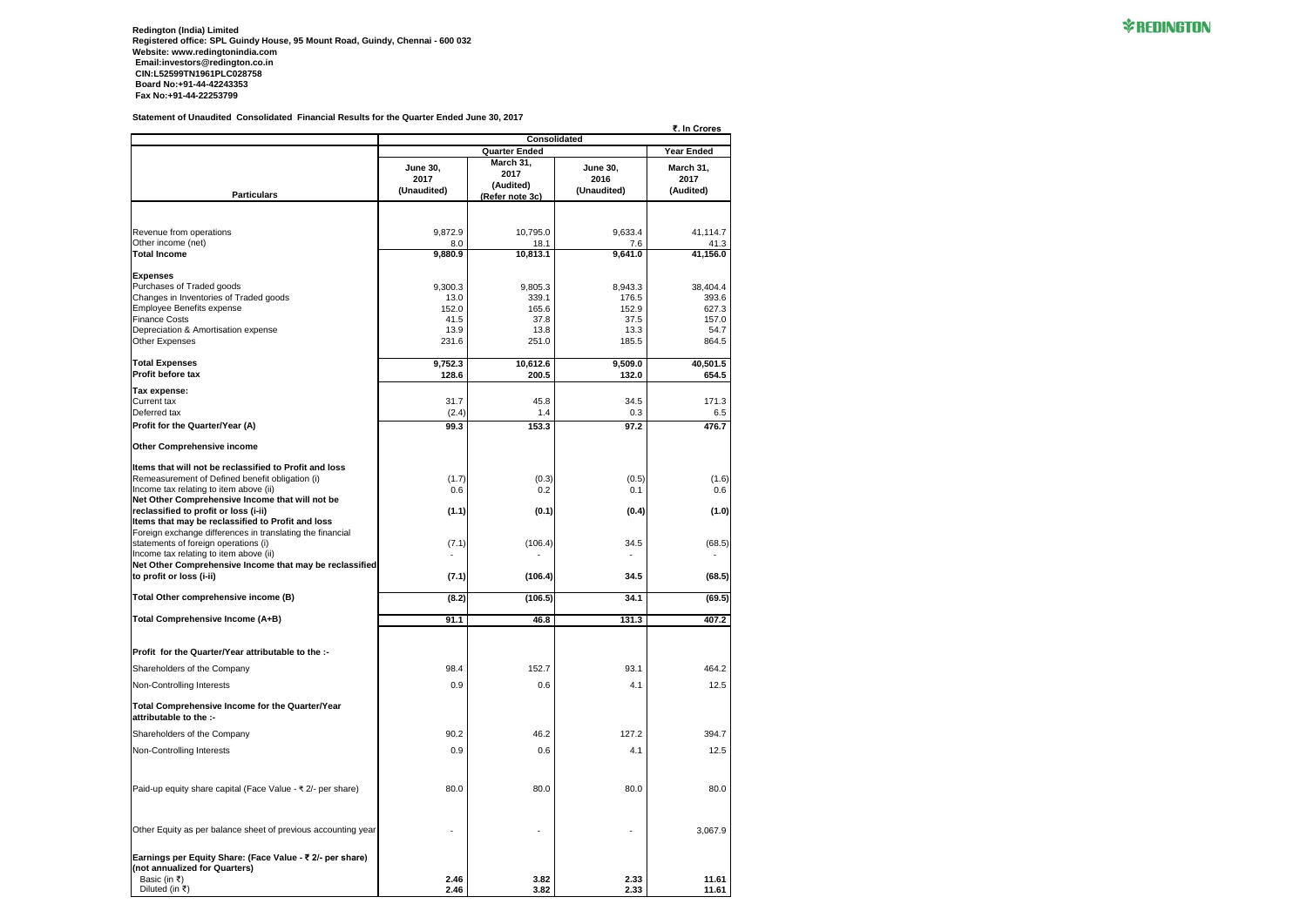**Redington (India) Limited**
**Registered office: SPL Guindy House, 95 Mount Road, Guindy, Chennai - 600 032**
**Website: www.redingtonindia.com**
**Email:investors@redington.co.in**
**CIN:L52599TN1961PLC028758**
**Board No:+91-44-42243353**
**Fax No:+91-44-22253799**

REDINGTON

**Statement of Unaudited Consolidated Financial Results for the Quarter Ended June 30, 2017**

₹. In Crores

| Particulars | Consolidated | | | |
|---|---|---|---|---|
| | Quarter Ended | | | Year Ended |
| | June 30, 2017 (Unaudited) | March 31, 2017 (Audited) (Refer note 3c) | June 30, 2016 (Unaudited) | March 31, 2017 (Audited) |
| Revenue from operations | 9,872.9 | 10,795.0 | 9,633.4 | 41,114.7 |
| Other income (net) | 8.0 | 18.1 | 7.6 | 41.3 |
| **Total Income** | **9,880.9** | **10,813.1** | **9,641.0** | **41,156.0** |
| **Expenses** | | | | |
| Purchases of Traded goods | 9,300.3 | 9,805.3 | 8,943.3 | 38,404.4 |
| Changes in Inventories of Traded goods | 13.0 | 339.1 | 176.5 | 393.6 |
| Employee Benefits expense | 152.0 | 165.6 | 152.9 | 627.3 |
| Finance Costs | 41.5 | 37.8 | 37.5 | 157.0 |
| Depreciation & Amortisation expense | 13.9 | 13.8 | 13.3 | 54.7 |
| Other Expenses | 231.6 | 251.0 | 185.5 | 864.5 |
| **Total Expenses** | **9,752.3** | **10,612.6** | **9,509.0** | **40,501.5** |
| **Profit before tax** | **128.6** | **200.5** | **132.0** | **654.5** |
| **Tax expense:** | | | | |
| Current tax | 31.7 | 45.8 | 34.5 | 171.3 |
| Deferred tax | (2.4) | 1.4 | 0.3 | 6.5 |
| **Profit for the Quarter/Year (A)** | **99.3** | **153.3** | **97.2** | **476.7** |
| **Other Comprehensive income** | | | | |
| **Items that will not be reclassified to Profit and loss** | | | | |
| Remeasurement of Defined benefit obligation (i) | (1.7) | (0.3) | (0.5) | (1.6) |
| Income tax relating to item above (ii) | 0.6 | 0.2 | 0.1 | 0.6 |
| **Net Other Comprehensive Income that will not be reclassified to profit or loss (i-ii)** | **(1.1)** | **(0.1)** | **(0.4)** | **(1.0)** |
| **Items that may be reclassified to Profit and loss** | | | | |
| Foreign exchange differences in translating the financial statements of foreign operations (i) | (7.1) | (106.4) | 34.5 | (68.5) |
| Income tax relating to item above (ii) | - | - | - | - |
| **Net Other Comprehensive Income that may be reclassified to profit or loss (i-ii)** | **(7.1)** | **(106.4)** | **34.5** | **(68.5)** |
| **Total Other comprehensive income (B)** | **(8.2)** | **(106.5)** | **34.1** | **(69.5)** |
| **Total Comprehensive Income (A+B)** | **91.1** | **46.8** | **131.3** | **407.2** |
| **Profit for the Quarter/Year attributable to the :-** | | | | |
| Shareholders of the Company | 98.4 | 152.7 | 93.1 | 464.2 |
| Non-Controlling Interests | 0.9 | 0.6 | 4.1 | 12.5 |
| **Total Comprehensive Income for the Quarter/Year attributable to the :-** | | | | |
| Shareholders of the Company | 90.2 | 46.2 | 127.2 | 394.7 |
| Non-Controlling Interests | 0.9 | 0.6 | 4.1 | 12.5 |
| Paid-up equity share capital (Face Value - ₹ 2/- per share) | 80.0 | 80.0 | 80.0 | 80.0 |
| Other Equity as per balance sheet of previous accounting year | - | - | - | 3,067.9 |
| **Earnings per Equity Share: (Face Value - ₹ 2/- per share) (not annualized for Quarters)** | | | | |
| Basic (in ₹) | **2.46** | **3.82** | **2.33** | **11.61** |
| Diluted (in ₹) | **2.46** | **3.82** | **2.33** | **11.61** |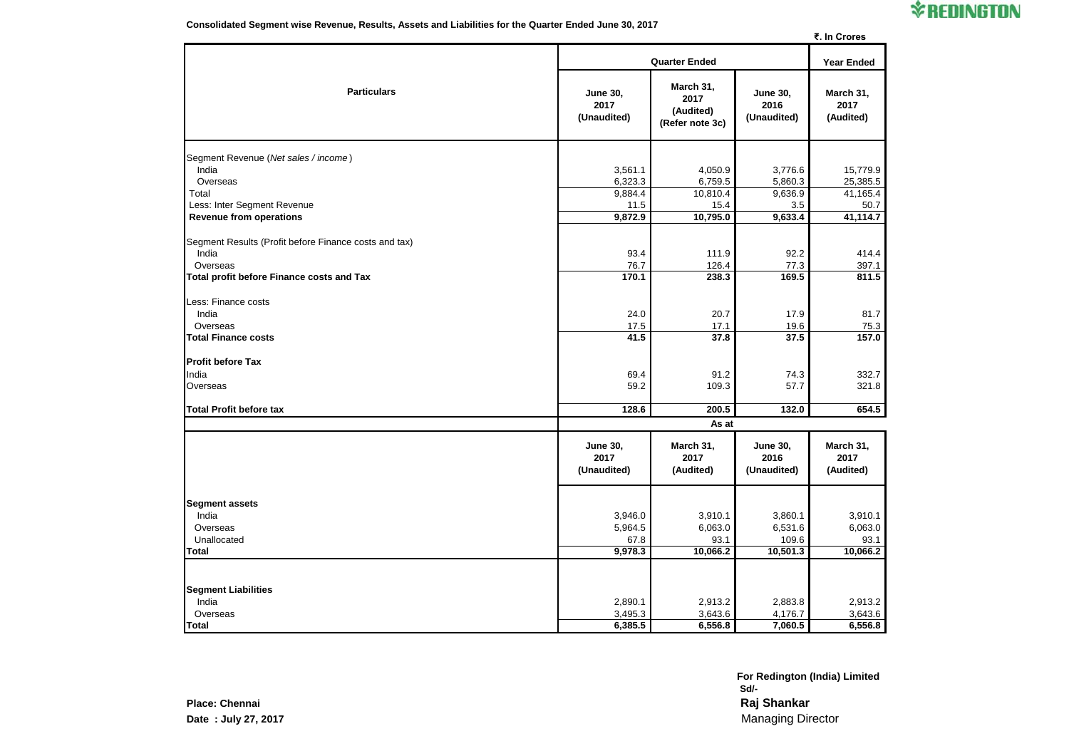**Consolidated Segment wise Revenue, Results, Assets and Liabilities for the Quarter Ended June 30, 2017**

₹. In Crores

| Particulars | Quarter Ended | | | Year Ended |
|---|---|---|---|---|
| | June 30, 2017 (Unaudited) | March 31, 2017 (Audited) (Refer note 3c) | June 30, 2016 (Unaudited) | March 31, 2017 (Audited) |
| Segment Revenue (*Net sales / income*) | | | | |
| India | 3,561.1 | 4,050.9 | 3,776.6 | 15,779.9 |
| Overseas | 6,323.3 | 6,759.5 | 5,860.3 | 25,385.5 |
| Total | 9,884.4 | 10,810.4 | 9,636.9 | 41,165.4 |
| Less: Inter Segment Revenue | 11.5 | 15.4 | 3.5 | 50.7 |
| **Revenue from operations** | **9,872.9** | **10,795.0** | **9,633.4** | **41,114.7** |
| Segment Results (Profit before Finance costs and tax) | | | | |
| India | 93.4 | 111.9 | 92.2 | 414.4 |
| Overseas | 76.7 | 126.4 | 77.3 | 397.1 |
| **Total profit before Finance costs and Tax** | **170.1** | **238.3** | **169.5** | **811.5** |
| Less: Finance costs | | | | |
| India | 24.0 | 20.7 | 17.9 | 81.7 |
| Overseas | 17.5 | 17.1 | 19.6 | 75.3 |
| **Total Finance costs** | **41.5** | **37.8** | **37.5** | **157.0** |
| **Profit before Tax** | | | | |
| India | 69.4 | 91.2 | 74.3 | 332.7 |
| Overseas | 59.2 | 109.3 | 57.7 | 321.8 |
| **Total Profit before tax** | **128.6** | **200.5** | **132.0** | **654.5** |

| | As at | | | |
|---|---|---|---|---|
| | June 30, 2017 (Unaudited) | March 31, 2017 (Audited) | June 30, 2016 (Unaudited) | March 31, 2017 (Audited) |
| **Segment assets** | | | | |
| India | 3,946.0 | 3,910.1 | 3,860.1 | 3,910.1 |
| Overseas | 5,964.5 | 6,063.0 | 6,531.6 | 6,063.0 |
| Unallocated | 67.8 | 93.1 | 109.6 | 93.1 |
| **Total** | **9,978.3** | **10,066.2** | **10,501.3** | **10,066.2** |
| **Segment Liabilities** | | | | |
| India | 2,890.1 | 2,913.2 | 2,883.8 | 2,913.2 |
| Overseas | 3,495.3 | 3,643.6 | 4,176.7 | 3,643.6 |
| **Total** | **6,385.5** | **6,556.8** | **7,060.5** | **6,556.8** |

**For Redington (India) Limited**
**Sd/-**
**Raj Shankar**
Managing Director

**Place: Chennai**
**Date : July 27, 2017**